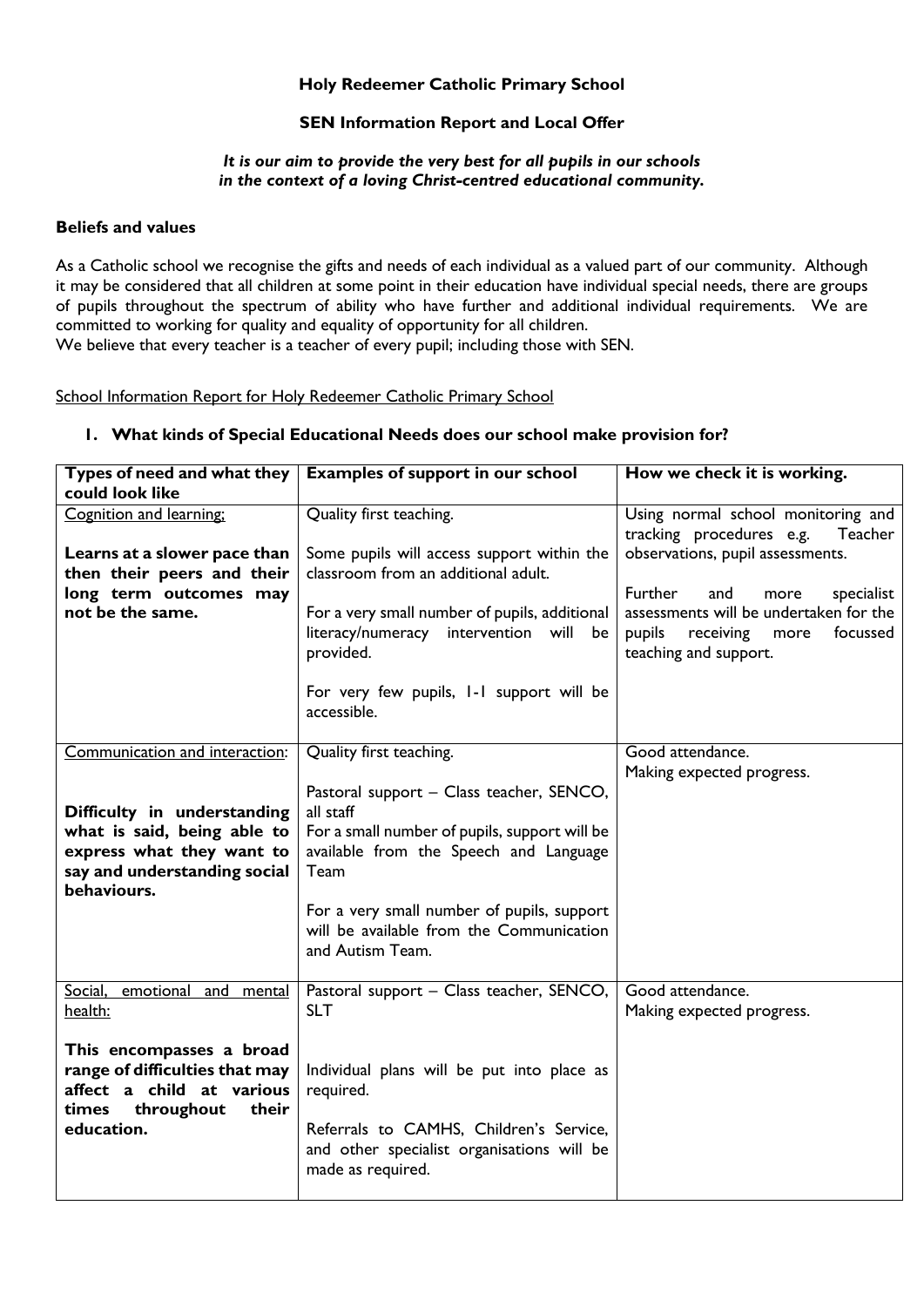# Holy Redeemer Catholic Primary School

## SEN Information Report and Local Offer

*It is our aim to provide the very best for all pupils in our schools in the context of a loving Christ-centred educational community.*

### Beliefs and values

As a Catholic school we recognise the gifts and needs of each individual as a valued part of our community. Although it may be considered that all children at some point in their education have individual special needs, there are groups of pupils throughout the spectrum of ability who have further and additional individual requirements. We are committed to working for quality and equality of opportunity for all children.
We believe that every teacher is a teacher of every pupil; including those with SEN.

School Information Report for Holy Redeemer Catholic Primary School

### 1. What kinds of Special Educational Needs does our school make provision for?

| Types of need and what they could look like | Examples of support in our school | How we check it is working. |
|---|---|---|
| Cognition and learning;<br><br>**Learns at a slower pace than then their peers and their long term outcomes may not be the same.** | Quality first teaching.<br><br>Some pupils will access support within the classroom from an additional adult.<br><br>For a very small number of pupils, additional literacy/numeracy intervention will be provided.<br><br>For very few pupils, 1-1 support will be accessible. | Using normal school monitoring and tracking procedures e.g. Teacher observations, pupil assessments.<br><br>Further and more specialist assessments will be undertaken for the pupils receiving more focussed teaching and support. |
| Communication and interaction:<br><br>**Difficulty in understanding what is said, being able to express what they want to say and understanding social behaviours.** | Quality first teaching.<br><br>Pastoral support – Class teacher, SENCO, all staff<br>For a small number of pupils, support will be available from the Speech and Language Team<br><br>For a very small number of pupils, support will be available from the Communication and Autism Team. | Good attendance.<br>Making expected progress. |
| Social, emotional and mental health:<br><br>**This encompasses a broad range of difficulties that may affect a child at various times throughout their education.** | Pastoral support – Class teacher, SENCO, SLT<br><br>Individual plans will be put into place as required.<br><br>Referrals to CAMHS, Children's Service, and other specialist organisations will be made as required. | Good attendance.<br>Making expected progress. |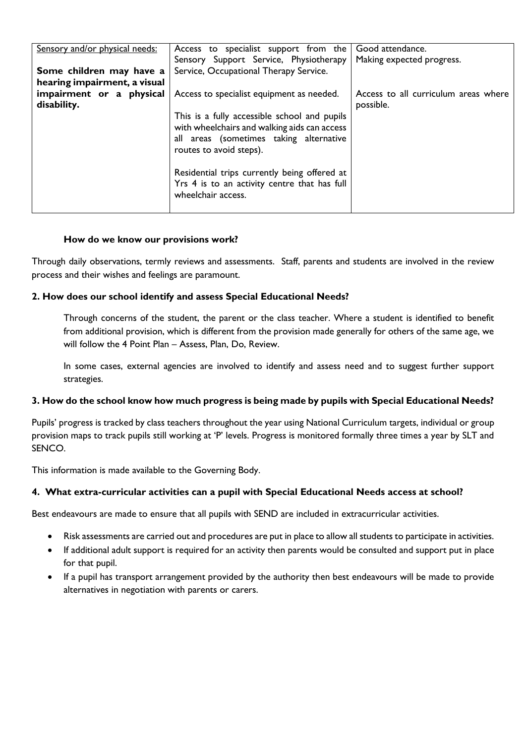| Sensory and/or physical needs:<br><br>**Some children may have a hearing impairment, a visual impairment or a physical disability.** | Access to specialist support from the Sensory Support Service, Physiotherapy Service, Occupational Therapy Service.<br><br>Access to specialist equipment as needed.<br><br>This is a fully accessible school and pupils with wheelchairs and walking aids can access all areas (sometimes taking alternative routes to avoid steps).<br><br>Residential trips currently being offered at Yrs 4 is to an activity centre that has full wheelchair access. | Good attendance.<br>Making expected progress.<br><br>Access to all curriculum areas where possible. |
|---|---|---|

**How do we know our provisions work?**

Through daily observations, termly reviews and assessments. Staff, parents and students are involved in the review process and their wishes and feelings are paramount.

**2. How does our school identify and assess Special Educational Needs?**

Through concerns of the student, the parent or the class teacher. Where a student is identified to benefit from additional provision, which is different from the provision made generally for others of the same age, we will follow the 4 Point Plan – Assess, Plan, Do, Review.

In some cases, external agencies are involved to identify and assess need and to suggest further support strategies.

**3. How do the school know how much progress is being made by pupils with Special Educational Needs?**

Pupils' progress is tracked by class teachers throughout the year using National Curriculum targets, individual or group provision maps to track pupils still working at 'P' levels. Progress is monitored formally three times a year by SLT and SENCO.

This information is made available to the Governing Body.

**4. What extra-curricular activities can a pupil with Special Educational Needs access at school?**

Best endeavours are made to ensure that all pupils with SEND are included in extracurricular activities.

- Risk assessments are carried out and procedures are put in place to allow all students to participate in activities.
- If additional adult support is required for an activity then parents would be consulted and support put in place for that pupil.
- If a pupil has transport arrangement provided by the authority then best endeavours will be made to provide alternatives in negotiation with parents or carers.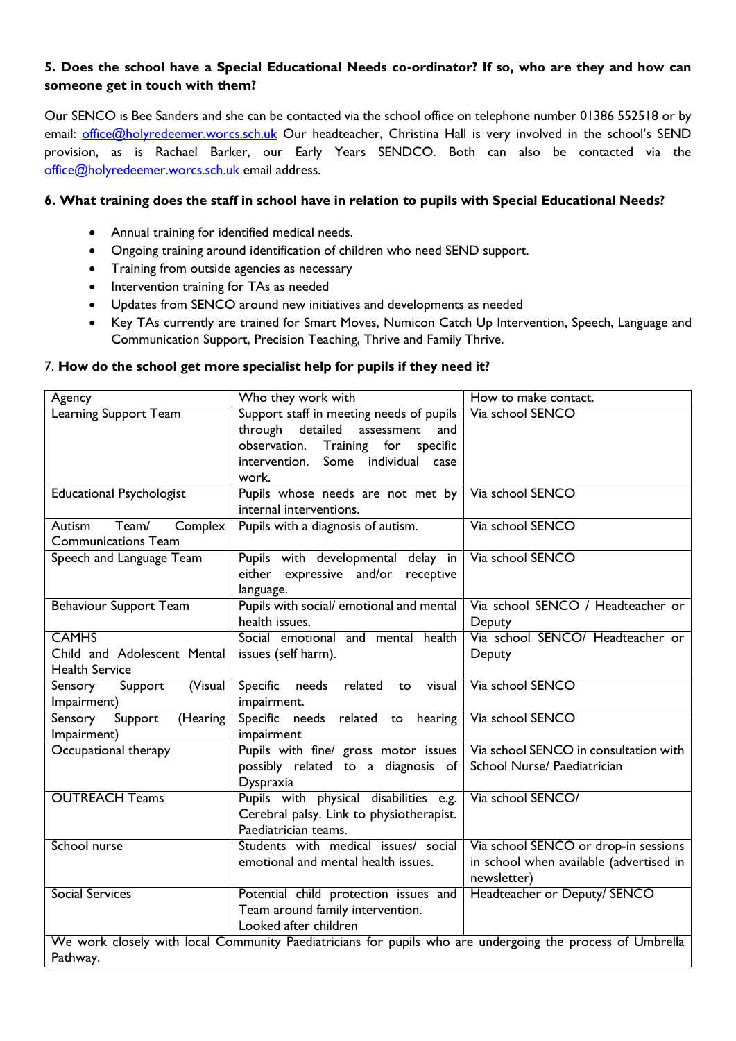**5. Does the school have a Special Educational Needs co-ordinator? If so, who are they and how can someone get in touch with them?**

Our SENCO is Bee Sanders and she can be contacted via the school office on telephone number 01386 552518 or by email: office@holyredeemer.worcs.sch.uk Our headteacher, Christina Hall is very involved in the school's SEND provision, as is Rachael Barker, our Early Years SENDCO. Both can also be contacted via the office@holyredeemer.worcs.sch.uk email address.

**6. What training does the staff in school have in relation to pupils with Special Educational Needs?**

- Annual training for identified medical needs.
- Ongoing training around identification of children who need SEND support.
- Training from outside agencies as necessary
- Intervention training for TAs as needed
- Updates from SENCO around new initiatives and developments as needed
- Key TAs currently are trained for Smart Moves, Numicon Catch Up Intervention, Speech, Language and Communication Support, Precision Teaching, Thrive and Family Thrive.

7. **How do the school get more specialist help for pupils if they need it?**

| Agency | Who they work with | How to make contact. |
|---|---|---|
| Learning Support Team | Support staff in meeting needs of pupils through detailed assessment and observation. Training for specific intervention. Some individual case work. | Via school SENCO |
| Educational Psychologist | Pupils whose needs are not met by internal interventions. | Via school SENCO |
| Autism Team/ Complex Communications Team | Pupils with a diagnosis of autism. | Via school SENCO |
| Speech and Language Team | Pupils with developmental delay in either expressive and/or receptive language. | Via school SENCO |
| Behaviour Support Team | Pupils with social/ emotional and mental health issues. | Via school SENCO / Headteacher or Deputy |
| CAMHS Child and Adolescent Mental Health Service | Social emotional and mental health issues (self harm). | Via school SENCO/ Headteacher or Deputy |
| Sensory Support (Visual Impairment) | Specific needs related to visual impairment. | Via school SENCO |
| Sensory Support (Hearing Impairment) | Specific needs related to hearing impairment | Via school SENCO |
| Occupational therapy | Pupils with fine/ gross motor issues possibly related to a diagnosis of Dyspraxia | Via school SENCO in consultation with School Nurse/ Paediatrician |
| OUTREACH Teams | Pupils with physical disabilities e.g. Cerebral palsy. Link to physiotherapist. Paediatrician teams. | Via school SENCO/ |
| School nurse | Students with medical issues/ social emotional and mental health issues. | Via school SENCO or drop-in sessions in school when available (advertised in newsletter) |
| Social Services | Potential child protection issues and Team around family intervention. Looked after children | Headteacher or Deputy/ SENCO |
| We work closely with local Community Paediatricians for pupils who are undergoing the process of Umbrella Pathway. | | |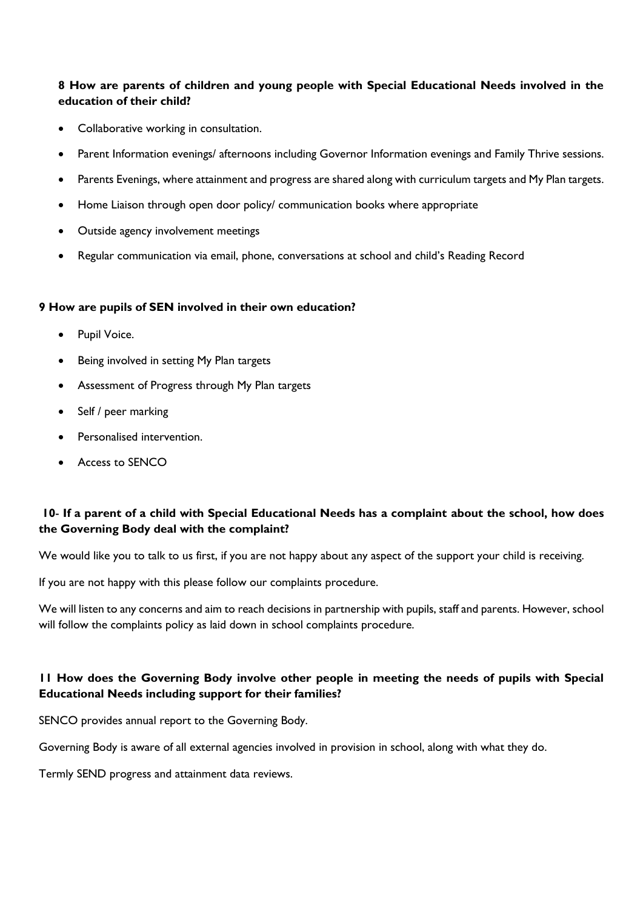**8 How are parents of children and young people with Special Educational Needs involved in the education of their child?**

- Collaborative working in consultation.
- Parent Information evenings/ afternoons including Governor Information evenings and Family Thrive sessions.
- Parents Evenings, where attainment and progress are shared along with curriculum targets and My Plan targets.
- Home Liaison through open door policy/ communication books where appropriate
- Outside agency involvement meetings
- Regular communication via email, phone, conversations at school and child's Reading Record

**9 How are pupils of SEN involved in their own education?**

- Pupil Voice.
- Being involved in setting My Plan targets
- Assessment of Progress through My Plan targets
- Self / peer marking
- Personalised intervention.
- Access to SENCO

**10- If a parent of a child with Special Educational Needs has a complaint about the school, how does the Governing Body deal with the complaint?**

We would like you to talk to us first, if you are not happy about any aspect of the support your child is receiving.

If you are not happy with this please follow our complaints procedure.

We will listen to any concerns and aim to reach decisions in partnership with pupils, staff and parents. However, school will follow the complaints policy as laid down in school complaints procedure.

**11 How does the Governing Body involve other people in meeting the needs of pupils with Special Educational Needs including support for their families?**

SENCO provides annual report to the Governing Body.

Governing Body is aware of all external agencies involved in provision in school, along with what they do.

Termly SEND progress and attainment data reviews.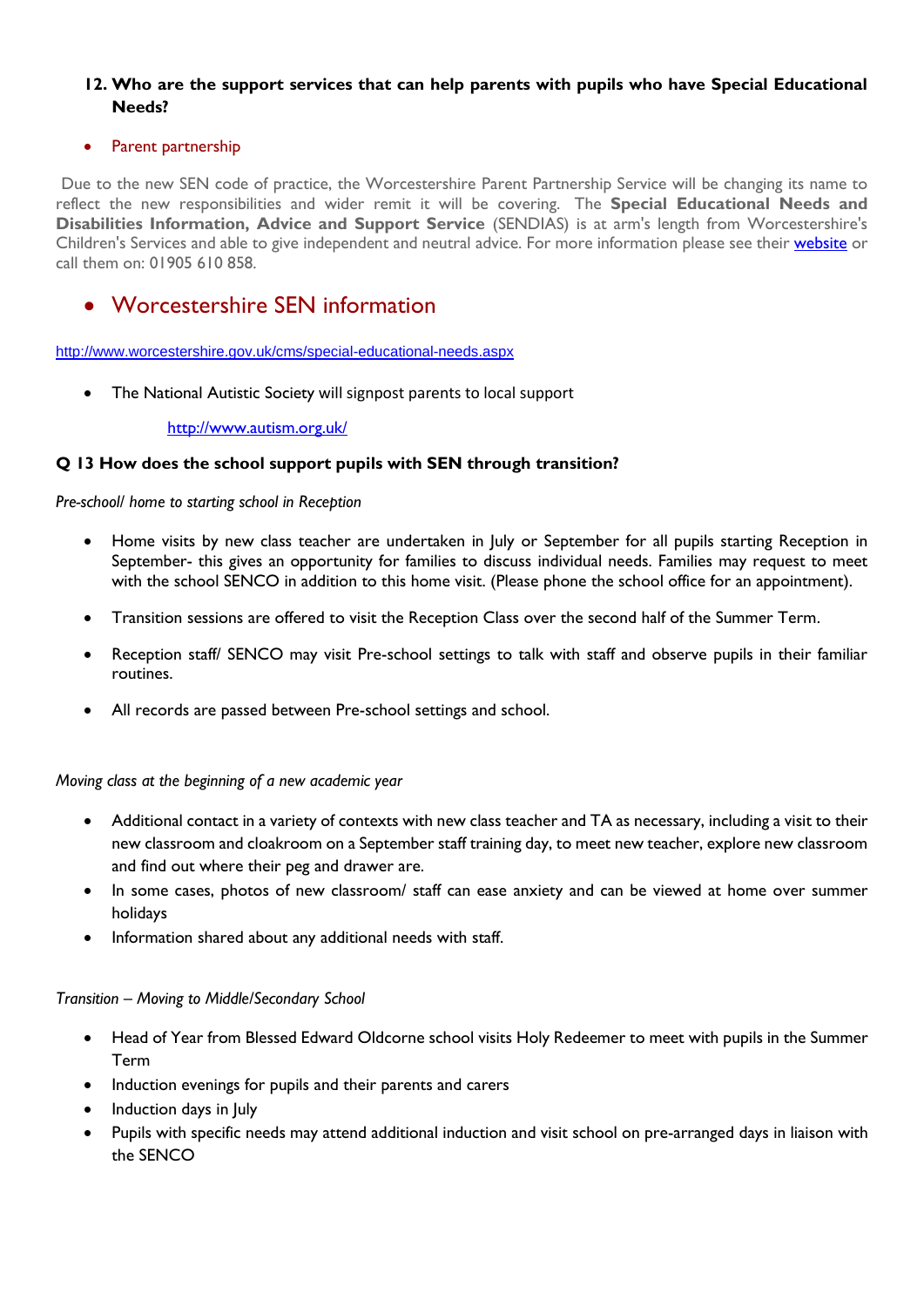## 12. Who are the support services that can help parents with pupils who have Special Educational Needs?

- Parent partnership

Due to the new SEN code of practice, the Worcestershire Parent Partnership Service will be changing its name to reflect the new responsibilities and wider remit it will be covering. The **Special Educational Needs and Disabilities Information, Advice and Support Service** (SENDIAS) is at arm's length from Worcestershire's Children's Services and able to give independent and neutral advice. For more information please see their [website]() or call them on: 01905 610 858.

- ## Worcestershire SEN information

http://www.worcestershire.gov.uk/cms/special-educational-needs.aspx

- The National Autistic Society will signpost parents to local support

  http://www.autism.org.uk/

## Q 13 How does the school support pupils with SEN through transition?

*Pre-school/ home to starting school in Reception*

- Home visits by new class teacher are undertaken in July or September for all pupils starting Reception in September- this gives an opportunity for families to discuss individual needs. Families may request to meet with the school SENCO in addition to this home visit. (Please phone the school office for an appointment).
- Transition sessions are offered to visit the Reception Class over the second half of the Summer Term.
- Reception staff/ SENCO may visit Pre-school settings to talk with staff and observe pupils in their familiar routines.
- All records are passed between Pre-school settings and school.

*Moving class at the beginning of a new academic year*

- Additional contact in a variety of contexts with new class teacher and TA as necessary, including a visit to their new classroom and cloakroom on a September staff training day, to meet new teacher, explore new classroom and find out where their peg and drawer are.
- In some cases, photos of new classroom/ staff can ease anxiety and can be viewed at home over summer holidays
- Information shared about any additional needs with staff.

*Transition – Moving to Middle/Secondary School*

- Head of Year from Blessed Edward Oldcorne school visits Holy Redeemer to meet with pupils in the Summer Term
- Induction evenings for pupils and their parents and carers
- Induction days in July
- Pupils with specific needs may attend additional induction and visit school on pre-arranged days in liaison with the SENCO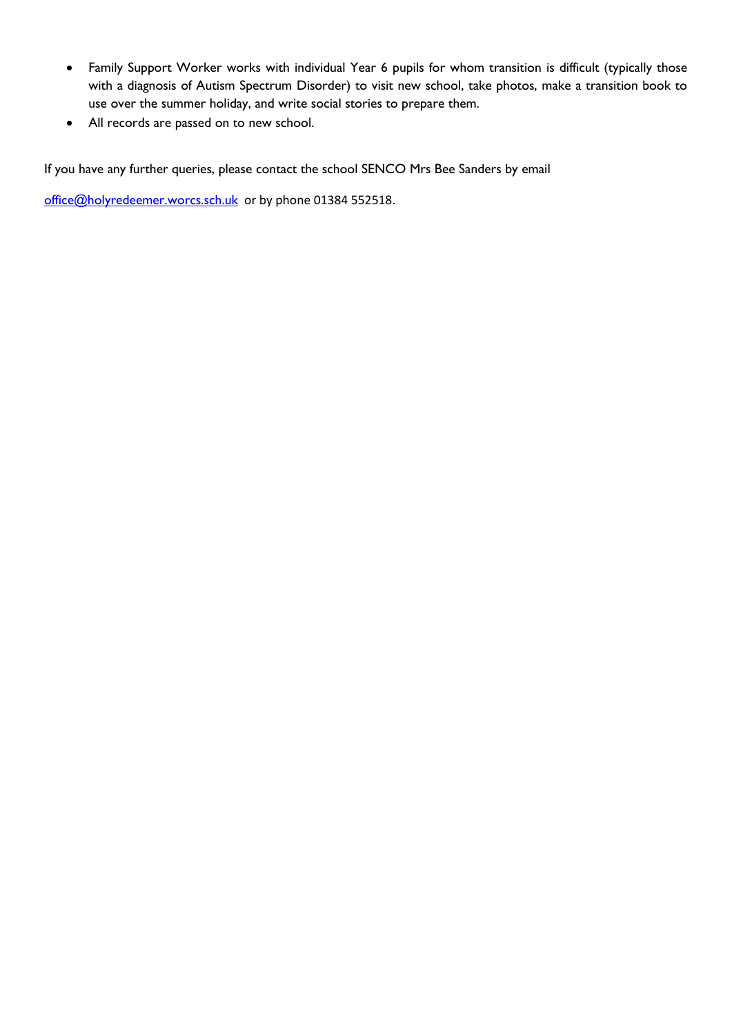- Family Support Worker works with individual Year 6 pupils for whom transition is difficult (typically those with a diagnosis of Autism Spectrum Disorder) to visit new school, take photos, make a transition book to use over the summer holiday, and write social stories to prepare them.
- All records are passed on to new school.

If you have any further queries, please contact the school SENCO Mrs Bee Sanders by email

office@holyredeemer.worcs.sch.uk or by phone 01384 552518.